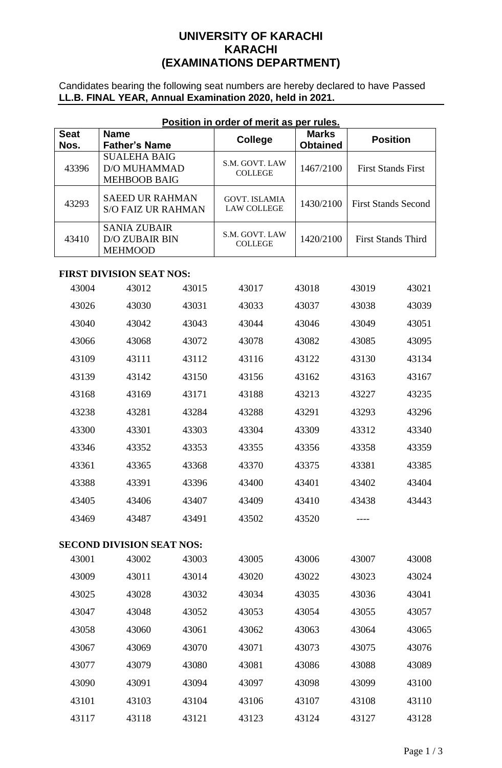# UNIVERSITY OF KARACHI
## KARACHI
## (EXAMINATIONS DEPARTMENT)

Candidates bearing the following seat numbers are hereby declared to have Passed **LL.B. FINAL YEAR, Annual Examination 2020, held in 2021.**

**Position in order of merit as per rules.**

| Seat Nos. | Name Father's Name | College | Marks Obtained | Position |
|---|---|---|---|---|
| 43396 | SUALEHA BAIG D/O MUHAMMAD MEHBOOB BAIG | S.M. GOVT. LAW COLLEGE | 1467/2100 | First Stands First |
| 43293 | SAEED UR RAHMAN S/O FAIZ UR RAHMAN | GOVT. ISLAMIA LAW COLLEGE | 1430/2100 | First Stands Second |
| 43410 | SANIA ZUBAIR D/O ZUBAIR BIN MEHMOOD | S.M. GOVT. LAW COLLEGE | 1420/2100 | First Stands Third |

**FIRST DIVISION SEAT NOS:**

| | | | | | | |
|---|---|---|---|---|---|---|
| 43004 | 43012 | 43015 | 43017 | 43018 | 43019 | 43021 |
| 43026 | 43030 | 43031 | 43033 | 43037 | 43038 | 43039 |
| 43040 | 43042 | 43043 | 43044 | 43046 | 43049 | 43051 |
| 43066 | 43068 | 43072 | 43078 | 43082 | 43085 | 43095 |
| 43109 | 43111 | 43112 | 43116 | 43122 | 43130 | 43134 |
| 43139 | 43142 | 43150 | 43156 | 43162 | 43163 | 43167 |
| 43168 | 43169 | 43171 | 43188 | 43213 | 43227 | 43235 |
| 43238 | 43281 | 43284 | 43288 | 43291 | 43293 | 43296 |
| 43300 | 43301 | 43303 | 43304 | 43309 | 43312 | 43340 |
| 43346 | 43352 | 43353 | 43355 | 43356 | 43358 | 43359 |
| 43361 | 43365 | 43368 | 43370 | 43375 | 43381 | 43385 |
| 43388 | 43391 | 43396 | 43400 | 43401 | 43402 | 43404 |
| 43405 | 43406 | 43407 | 43409 | 43410 | 43438 | 43443 |
| 43469 | 43487 | 43491 | 43502 | 43520 | ---- | |

**SECOND DIVISION SEAT NOS:**

| | | | | | | |
|---|---|---|---|---|---|---|
| 43001 | 43002 | 43003 | 43005 | 43006 | 43007 | 43008 |
| 43009 | 43011 | 43014 | 43020 | 43022 | 43023 | 43024 |
| 43025 | 43028 | 43032 | 43034 | 43035 | 43036 | 43041 |
| 43047 | 43048 | 43052 | 43053 | 43054 | 43055 | 43057 |
| 43058 | 43060 | 43061 | 43062 | 43063 | 43064 | 43065 |
| 43067 | 43069 | 43070 | 43071 | 43073 | 43075 | 43076 |
| 43077 | 43079 | 43080 | 43081 | 43086 | 43088 | 43089 |
| 43090 | 43091 | 43094 | 43097 | 43098 | 43099 | 43100 |
| 43101 | 43103 | 43104 | 43106 | 43107 | 43108 | 43110 |
| 43117 | 43118 | 43121 | 43123 | 43124 | 43127 | 43128 |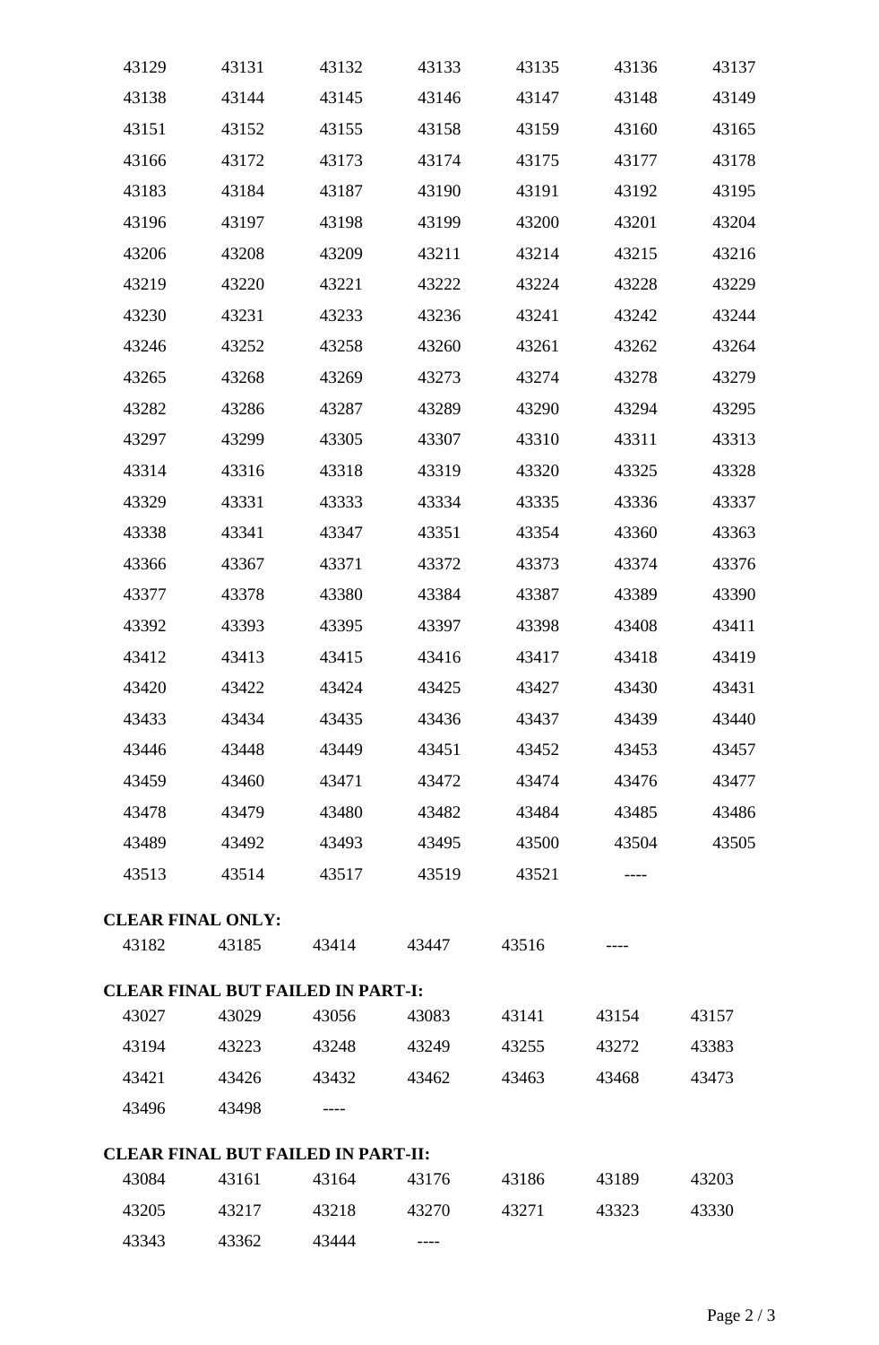| | | | | | | |
|---|---|---|---|---|---|---|
| 43129 | 43131 | 43132 | 43133 | 43135 | 43136 | 43137 |
| 43138 | 43144 | 43145 | 43146 | 43147 | 43148 | 43149 |
| 43151 | 43152 | 43155 | 43158 | 43159 | 43160 | 43165 |
| 43166 | 43172 | 43173 | 43174 | 43175 | 43177 | 43178 |
| 43183 | 43184 | 43187 | 43190 | 43191 | 43192 | 43195 |
| 43196 | 43197 | 43198 | 43199 | 43200 | 43201 | 43204 |
| 43206 | 43208 | 43209 | 43211 | 43214 | 43215 | 43216 |
| 43219 | 43220 | 43221 | 43222 | 43224 | 43228 | 43229 |
| 43230 | 43231 | 43233 | 43236 | 43241 | 43242 | 43244 |
| 43246 | 43252 | 43258 | 43260 | 43261 | 43262 | 43264 |
| 43265 | 43268 | 43269 | 43273 | 43274 | 43278 | 43279 |
| 43282 | 43286 | 43287 | 43289 | 43290 | 43294 | 43295 |
| 43297 | 43299 | 43305 | 43307 | 43310 | 43311 | 43313 |
| 43314 | 43316 | 43318 | 43319 | 43320 | 43325 | 43328 |
| 43329 | 43331 | 43333 | 43334 | 43335 | 43336 | 43337 |
| 43338 | 43341 | 43347 | 43351 | 43354 | 43360 | 43363 |
| 43366 | 43367 | 43371 | 43372 | 43373 | 43374 | 43376 |
| 43377 | 43378 | 43380 | 43384 | 43387 | 43389 | 43390 |
| 43392 | 43393 | 43395 | 43397 | 43398 | 43408 | 43411 |
| 43412 | 43413 | 43415 | 43416 | 43417 | 43418 | 43419 |
| 43420 | 43422 | 43424 | 43425 | 43427 | 43430 | 43431 |
| 43433 | 43434 | 43435 | 43436 | 43437 | 43439 | 43440 |
| 43446 | 43448 | 43449 | 43451 | 43452 | 43453 | 43457 |
| 43459 | 43460 | 43471 | 43472 | 43474 | 43476 | 43477 |
| 43478 | 43479 | 43480 | 43482 | 43484 | 43485 | 43486 |
| 43489 | 43492 | 43493 | 43495 | 43500 | 43504 | 43505 |
| 43513 | 43514 | 43517 | 43519 | 43521 | ---- | |

**CLEAR FINAL ONLY:**

| | | | | | |
|---|---|---|---|---|---|
| 43182 | 43185 | 43414 | 43447 | 43516 | ---- |

**CLEAR FINAL BUT FAILED IN PART-I:**

| | | | | | | |
|---|---|---|---|---|---|---|
| 43027 | 43029 | 43056 | 43083 | 43141 | 43154 | 43157 |
| 43194 | 43223 | 43248 | 43249 | 43255 | 43272 | 43383 |
| 43421 | 43426 | 43432 | 43462 | 43463 | 43468 | 43473 |
| 43496 | 43498 | ---- | | | | |

**CLEAR FINAL BUT FAILED IN PART-II:**

| | | | | | | |
|---|---|---|---|---|---|---|
| 43084 | 43161 | 43164 | 43176 | 43186 | 43189 | 43203 |
| 43205 | 43217 | 43218 | 43270 | 43271 | 43323 | 43330 |
| 43343 | 43362 | 43444 | ---- | | | |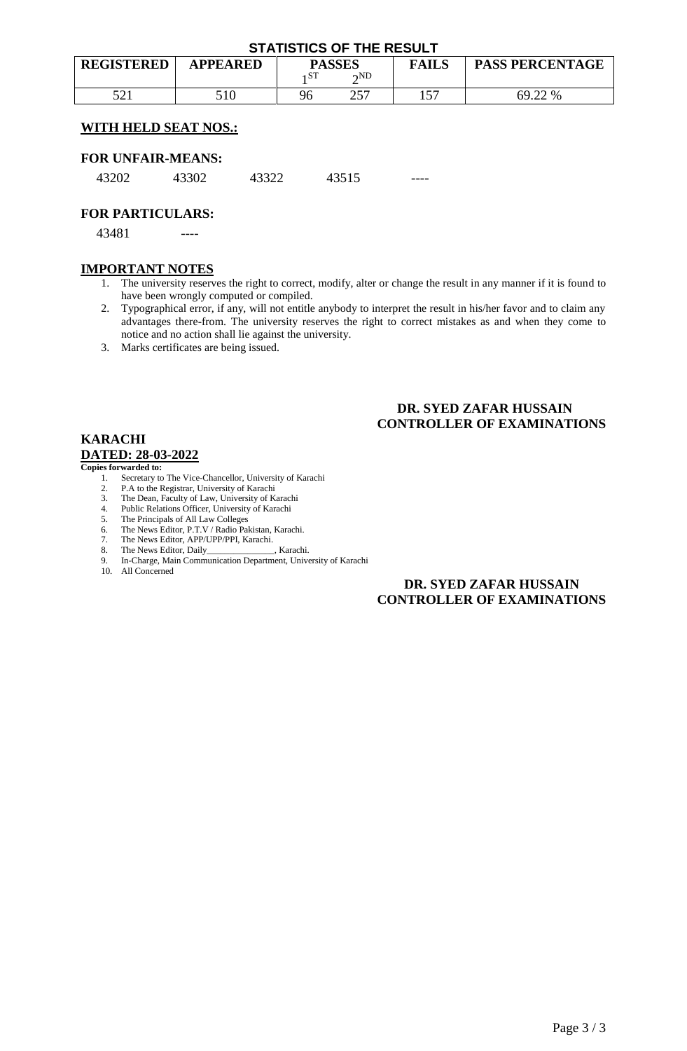## STATISTICS OF THE RESULT

| REGISTERED | APPEARED | PASSES | | FAILS | PASS PERCENTAGE |
|---|---|---|---|---|---|
| | | 1ST | 2ND | | |
| 521 | 510 | 96 | 257 | 157 | 69.22 % |

**WITH HELD SEAT NOS.:**

**FOR UNFAIR-MEANS:**

43202 43302 43322 43515 ----

**FOR PARTICULARS:**

43481 ----

**IMPORTANT NOTES**

1. The university reserves the right to correct, modify, alter or change the result in any manner if it is found to have been wrongly computed or compiled.
2. Typographical error, if any, will not entitle anybody to interpret the result in his/her favor and to claim any advantages there-from. The university reserves the right to correct mistakes as and when they come to notice and no action shall lie against the university.
3. Marks certificates are being issued.

**DR. SYED ZAFAR HUSSAIN**
**CONTROLLER OF EXAMINATIONS**

**KARACHI**
**DATED: 28-03-2022**

**Copies forwarded to:**

1. Secretary to The Vice-Chancellor, University of Karachi
2. P.A to the Registrar, University of Karachi
3. The Dean, Faculty of Law, University of Karachi
4. Public Relations Officer, University of Karachi
5. The Principals of All Law Colleges
6. The News Editor, P.T.V / Radio Pakistan, Karachi.
7. The News Editor, APP/UPP/PPI, Karachi.
8. The News Editor, Daily_______________, Karachi.
9. In-Charge, Main Communication Department, University of Karachi
10. All Concerned

**DR. SYED ZAFAR HUSSAIN**
**CONTROLLER OF EXAMINATIONS**